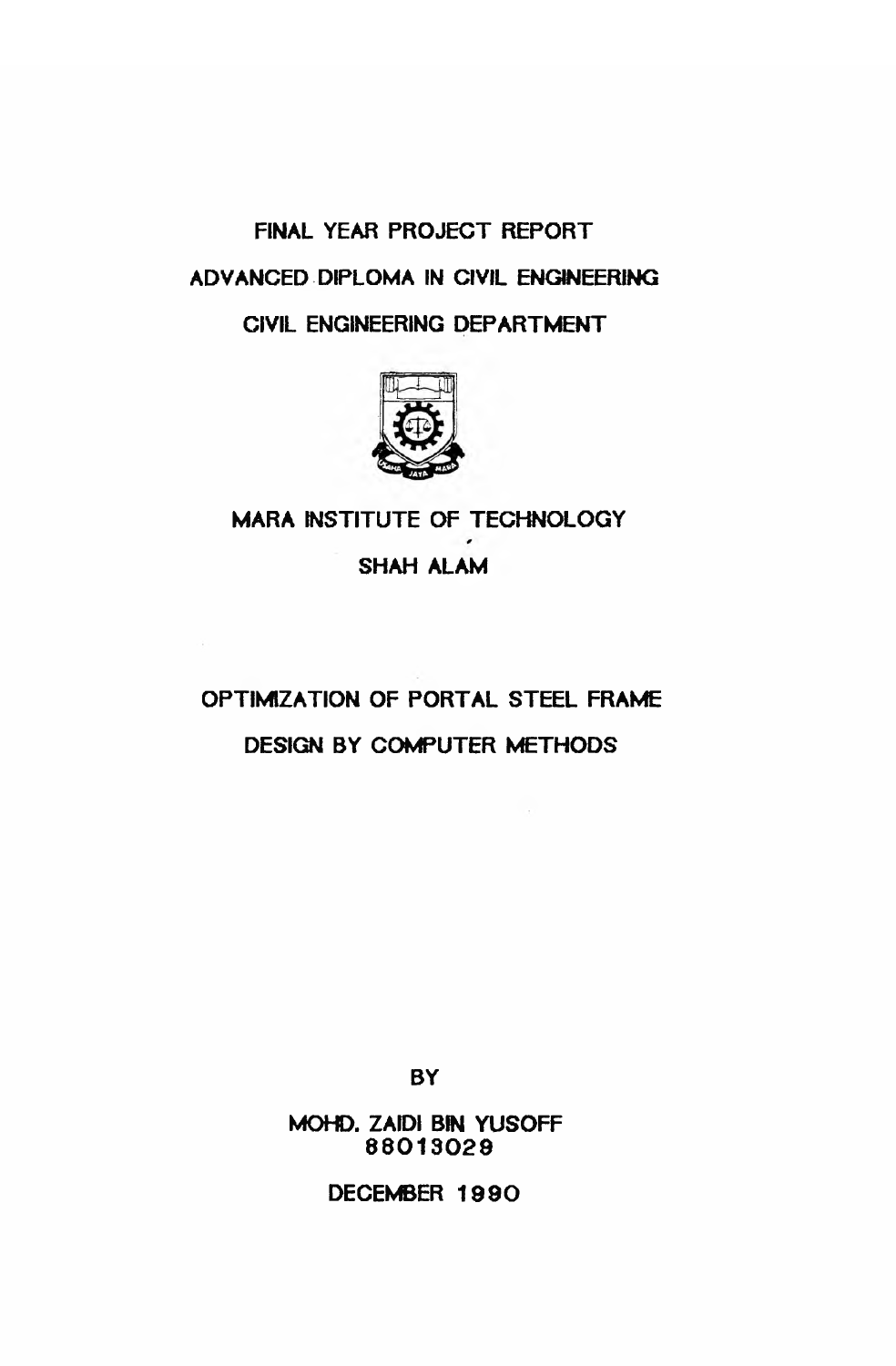FINAL YEAR PROJECT REPORT

ADVANCED DIPLOMA IN CIVIL ENGINEERING

CIVIL ENGINEERING DEPARTMENT

MARA INSTITUTE OF TECHNOLOGY

SHAH ALAM

# OPTIMIZATION OF PORTAL STEEL FRAME DESIGN BY COMPUTER METHODS

BY

MOHD. ZAIDI BIN YUSOFF
88013029

DECEMBER 1990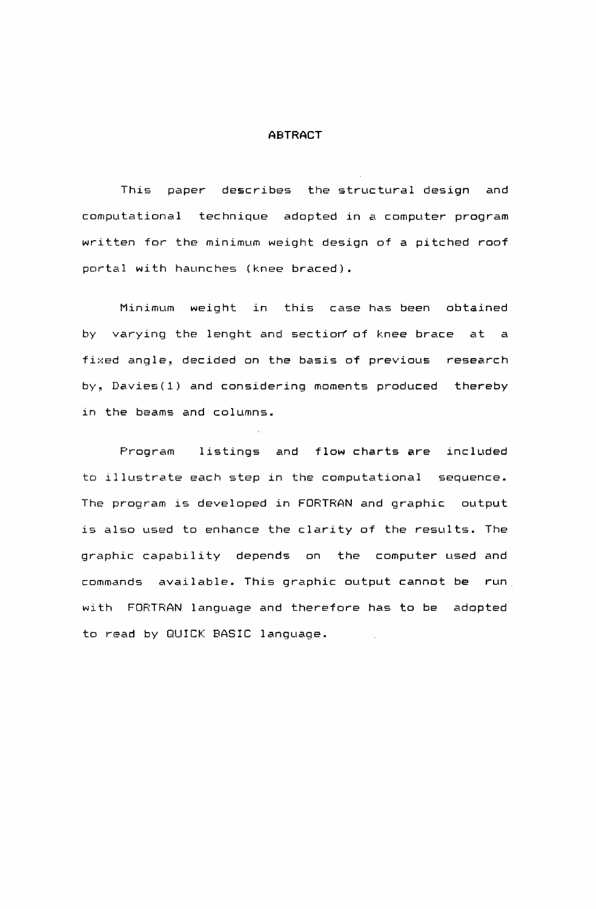## ABTRACT

This paper describes the structural design and computational technique adopted in a computer program written for the minimum weight design of a pitched roof portal with haunches (knee braced).

Minimum weight in this case has been obtained by varying the lenght and section of knee brace at a fixed angle, decided on the basis of previous research by, Davies(1) and considering moments produced thereby in the beams and columns.

Program listings and flow charts are included to illustrate each step in the computational sequence. The program is developed in FORTRAN and graphic output is also used to enhance the clarity of the results. The graphic capability depends on the computer used and commands available. This graphic output cannot be run with FORTRAN language and therefore has to be adopted to read by QUICK BASIC language.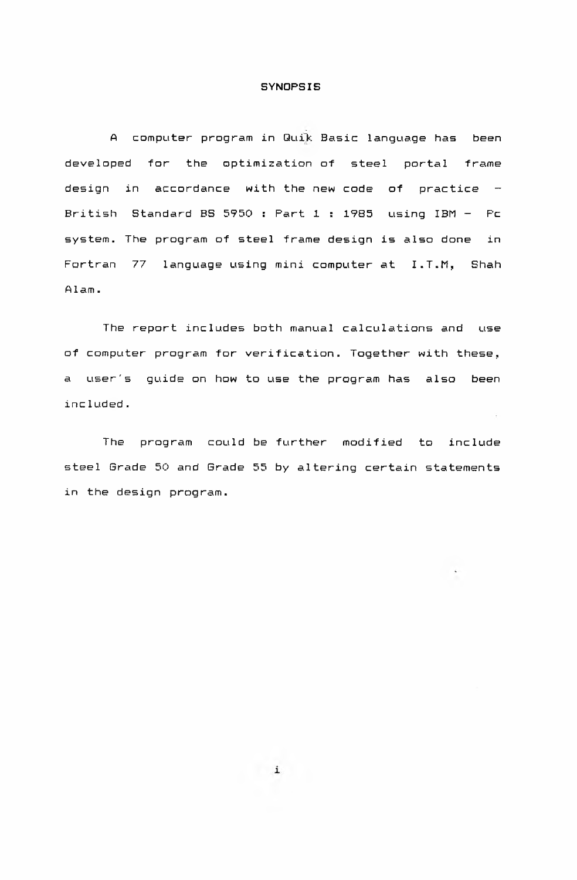# SYNOPSIS

A computer program in Quik Basic language has been developed for the optimization of steel portal frame design in accordance with the new code of practice - British Standard BS 5950 : Part 1 : 1985 using IBM - Pc system. The program of steel frame design is also done in Fortran 77 language using mini computer at I.T.M, Shah Alam.

The report includes both manual calculations and use of computer program for verification. Together with these, a user's guide on how to use the program has also been included.

The program could be further modified to include steel Grade 50 and Grade 55 by altering certain statements in the design program.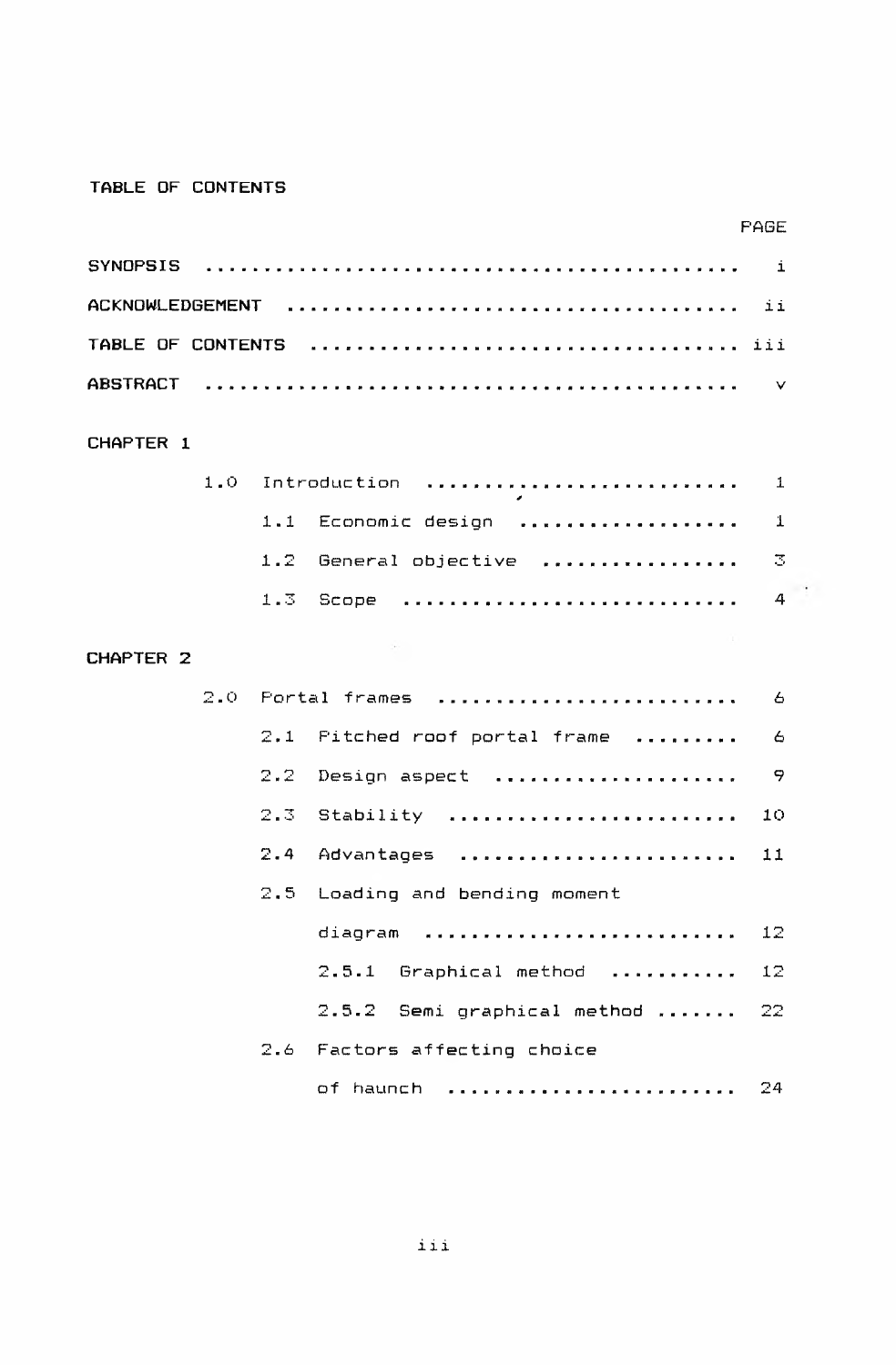# TABLE OF CONTENTS

| | PAGE |
|---|---|
| SYNOPSIS | i |
| ACKNOWLEDGEMENT | ii |
| TABLE OF CONTENTS | iii |
| ABSTRACT | v |
| **CHAPTER 1** | |
| 1.0 Introduction | 1 |
| 1.1 Economic design | 1 |
| 1.2 General objective | 3 |
| 1.3 Scope | 4 |
| **CHAPTER 2** | |
| 2.0 Portal frames | 6 |
| 2.1 Pitched roof portal frame | 6 |
| 2.2 Design aspect | 9 |
| 2.3 Stability | 10 |
| 2.4 Advantages | 11 |
| 2.5 Loading and bending moment diagram | 12 |
| 2.5.1 Graphical method | 12 |
| 2.5.2 Semi graphical method | 22 |
| 2.6 Factors affecting choice of haunch | 24 |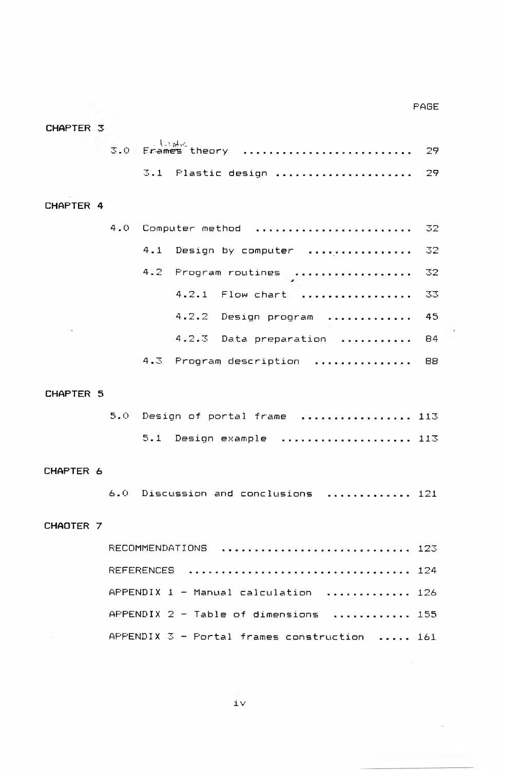PAGE

**CHAPTER 3**

3.0 Frames theory (handwritten correction: Plastic) ........................ 29

3.1 Plastic design ..................... 29

**CHAPTER 4**

4.0 Computer method ........................ 32

4.1 Design by computer ................ 32

4.2 Program routines .................. 32

4.2.1 Flow chart ................. 33

4.2.2 Design program ............. 45

4.2.3 Data preparation ........... 84

4.3 Program description ............... 88

**CHAPTER 5**

5.0 Design of portal frame ................. 113

5.1 Design example .................... 113

**CHAPTER 6**

6.0 Discussion and conclusions ............. 121

**CHAOTER 7**

RECOMMENDATIONS ............................ 123

REFERENCES ................................. 124

APPENDIX 1 - Manual calculation ............. 126

APPENDIX 2 - Table of dimensions ............ 155

APPENDIX 3 - Portal frames construction ..... 161